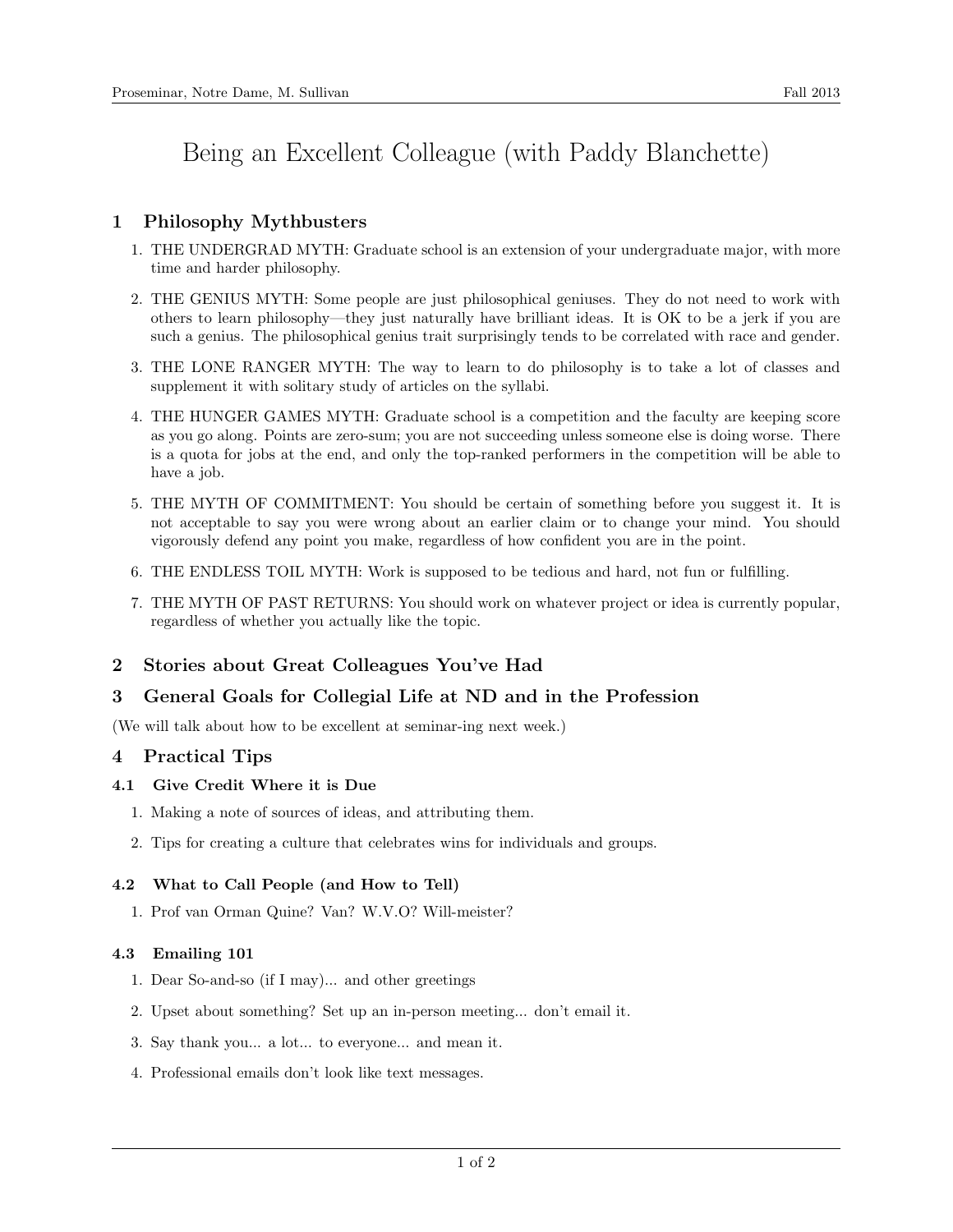# Being an Excellent Colleague (with Paddy Blanchette)

## 1 Philosophy Mythbusters

1. THE UNDERGRAD MYTH: Graduate school is an extension of your undergraduate major, with more time and harder philosophy.
2. THE GENIUS MYTH: Some people are just philosophical geniuses. They do not need to work with others to learn philosophy—they just naturally have brilliant ideas. It is OK to be a jerk if you are such a genius. The philosophical genius trait surprisingly tends to be correlated with race and gender.
3. THE LONE RANGER MYTH: The way to learn to do philosophy is to take a lot of classes and supplement it with solitary study of articles on the syllabi.
4. THE HUNGER GAMES MYTH: Graduate school is a competition and the faculty are keeping score as you go along. Points are zero-sum; you are not succeeding unless someone else is doing worse. There is a quota for jobs at the end, and only the top-ranked performers in the competition will be able to have a job.
5. THE MYTH OF COMMITMENT: You should be certain of something before you suggest it. It is not acceptable to say you were wrong about an earlier claim or to change your mind. You should vigorously defend any point you make, regardless of how confident you are in the point.
6. THE ENDLESS TOIL MYTH: Work is supposed to be tedious and hard, not fun or fulfilling.
7. THE MYTH OF PAST RETURNS: You should work on whatever project or idea is currently popular, regardless of whether you actually like the topic.

## 2 Stories about Great Colleagues You've Had

## 3 General Goals for Collegial Life at ND and in the Profession

(We will talk about how to be excellent at seminar-ing next week.)

## 4 Practical Tips

### 4.1 Give Credit Where it is Due

1. Making a note of sources of ideas, and attributing them.
2. Tips for creating a culture that celebrates wins for individuals and groups.

### 4.2 What to Call People (and How to Tell)

1. Prof van Orman Quine? Van? W.V.O? Will-meister?

### 4.3 Emailing 101

1. Dear So-and-so (if I may)... and other greetings
2. Upset about something? Set up an in-person meeting... don't email it.
3. Say thank you... a lot... to everyone... and mean it.
4. Professional emails don't look like text messages.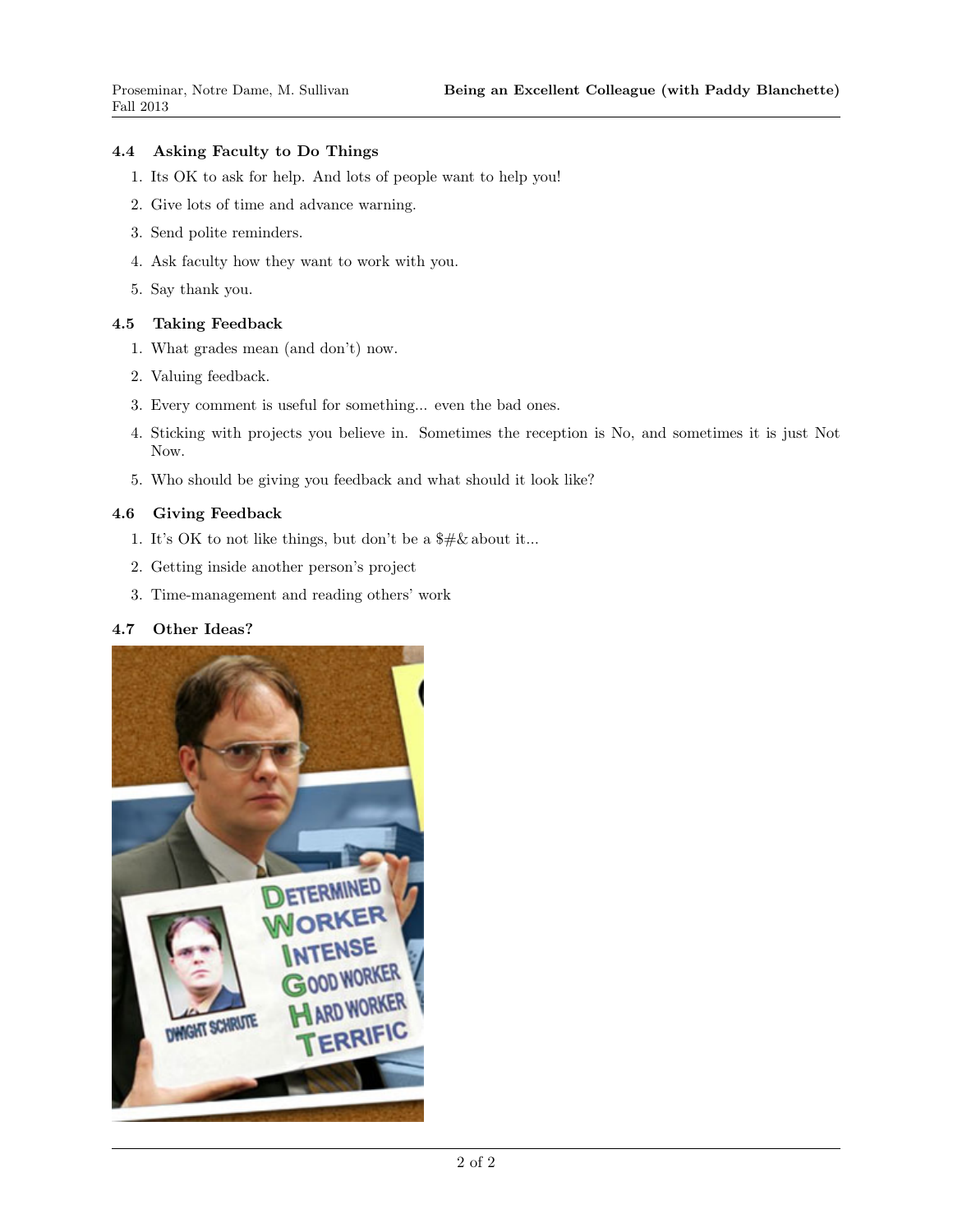### 4.4 Asking Faculty to Do Things

1. Its OK to ask for help. And lots of people want to help you!
2. Give lots of time and advance warning.
3. Send polite reminders.
4. Ask faculty how they want to work with you.
5. Say thank you.

### 4.5 Taking Feedback

1. What grades mean (and don't) now.
2. Valuing feedback.
3. Every comment is useful for something... even the bad ones.
4. Sticking with projects you believe in. Sometimes the reception is No, and sometimes it is just Not Now.
5. Who should be giving you feedback and what should it look like?

### 4.6 Giving Feedback

1. It's OK to not like things, but don't be a $#& about it...
2. Getting inside another person's project
3. Time-management and reading others' work

### 4.7 Other Ideas?